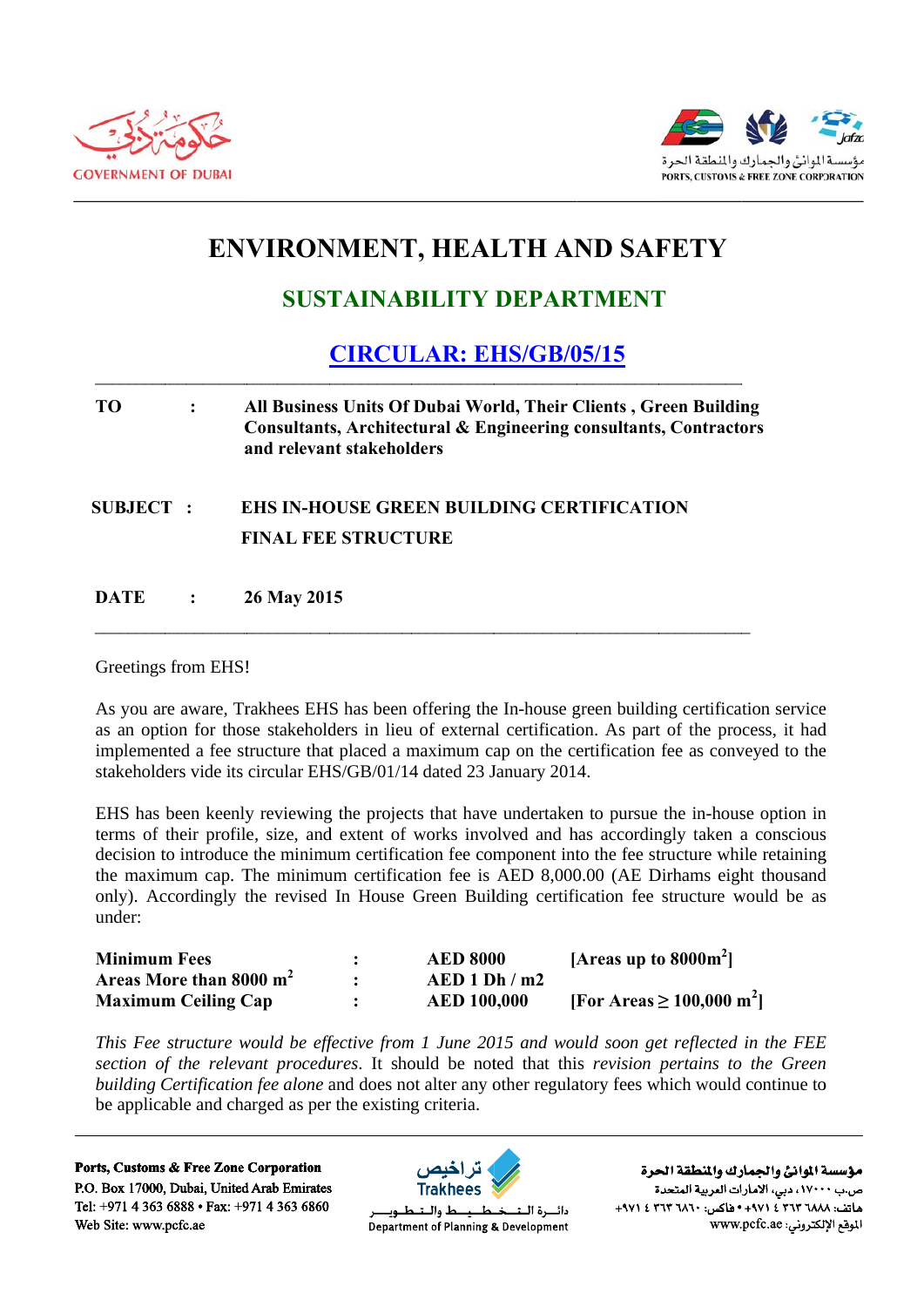GOVERNMENT OF DUBAI

PORTS, CUSTOMS & FREE ZONE CORPORATION

# ENVIRONMENT, HEALTH AND SAFETY

## SUSTAINABILITY DEPARTMENT

## CIRCULAR: EHS/GB/05/15

| | | |
|---|---|---|
| **TO** | **:** | **All Business Units Of Dubai World, Their Clients , Green Building Consultants, Architectural & Engineering consultants, Contractors and relevant stakeholders** |
| **SUBJECT** | **:** | **EHS IN-HOUSE GREEN BUILDING CERTIFICATION FINAL FEE STRUCTURE** |
| **DATE** | **:** | **26 May 2015** |

Greetings from EHS!

As you are aware, Trakhees EHS has been offering the In-house green building certification service as an option for those stakeholders in lieu of external certification. As part of the process, it had implemented a fee structure that placed a maximum cap on the certification fee as conveyed to the stakeholders vide its circular EHS/GB/01/14 dated 23 January 2014.

EHS has been keenly reviewing the projects that have undertaken to pursue the in-house option in terms of their profile, size, and extent of works involved and has accordingly taken a conscious decision to introduce the minimum certification fee component into the fee structure while retaining the maximum cap. The minimum certification fee is AED 8,000.00 (AE Dirhams eight thousand only). Accordingly the revised In House Green Building certification fee structure would be as under:

| | | | |
|---|---|---|---|
| **Minimum Fees** | **:** | **AED 8000** | **[Areas up to 8000m$^2$]** |
| **Areas More than 8000 m$^2$** | **:** | **AED 1 Dh / m2** | |
| **Maximum Ceiling Cap** | **:** | **AED 100,000** | **[For Areas ≥ 100,000 m$^2$]** |

*This Fee structure would be effective from 1 June 2015 and would soon get reflected in the FEE section of the relevant procedures*. It should be noted that this *revision pertains to the Green building Certification fee alone* and does not alter any other regulatory fees which would continue to be applicable and charged as per the existing criteria.

**Ports, Customs & Free Zone Corporation**
P.O. Box 17000, Dubai, United Arab Emirates
Tel: +971 4 363 6888 • Fax: +971 4 363 6860
Web Site: www.pcfc.ae

تراخيص Trakhees
دائـرة الـتـخـطـيـط والـتـطـويـر
Department of Planning & Development

**مؤسسة الموانئ والجمارك والمنطقة الحرة**
ص.ب ١٧٠٠٠، دبي، الامارات العربية المتحدة
هاتف: ٦٨٨٨ ٣٦٣ ٤ ٩٧١+ • فاكس: ٦٨٦٠ ٣٦٣ ٤ ٩٧١+
الموقع الإلكتروني: www.pcfc.ae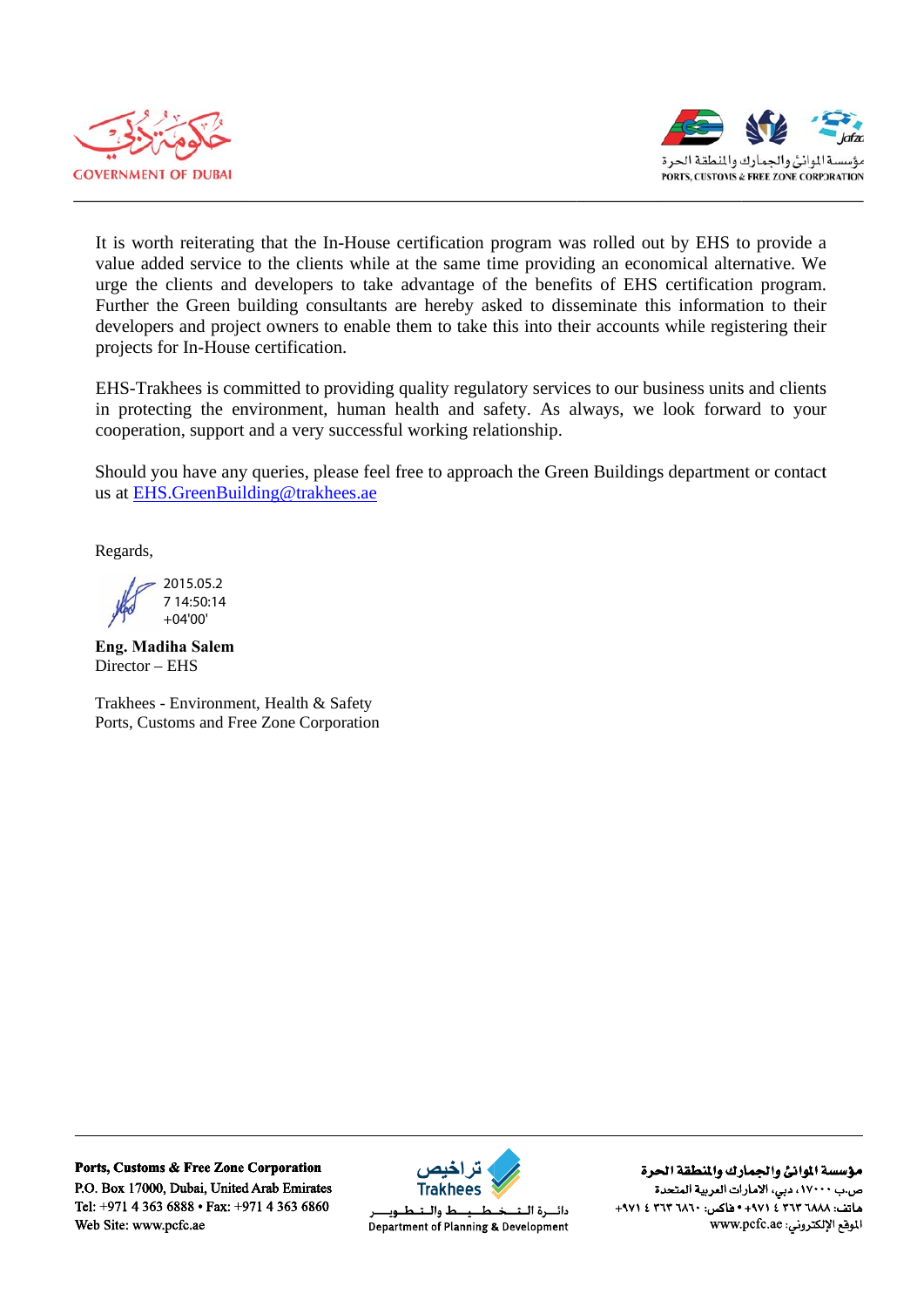It is worth reiterating that the In-House certification program was rolled out by EHS to provide a value added service to the clients while at the same time providing an economical alternative. We urge the clients and developers to take advantage of the benefits of EHS certification program. Further the Green building consultants are hereby asked to disseminate this information to their developers and project owners to enable them to take this into their accounts while registering their projects for In-House certification.

EHS-Trakhees is committed to providing quality regulatory services to our business units and clients in protecting the environment, human health and safety. As always, we look forward to your cooperation, support and a very successful working relationship.

Should you have any queries, please feel free to approach the Green Buildings department or contact us at EHS.GreenBuilding@trakhees.ae

Regards,

2015.05.27 14:50:14 +04'00'

**Eng. Madiha Salem**
Director – EHS

Trakhees - Environment, Health & Safety
Ports, Customs and Free Zone Corporation